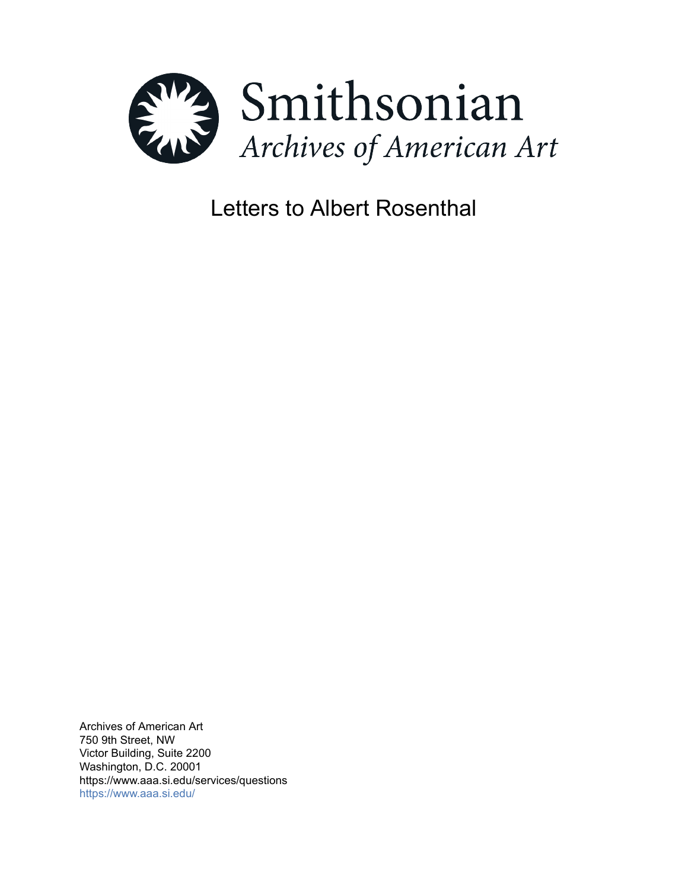Smithsonian

*Archives of American Art*

# Letters to Albert Rosenthal

Archives of American Art
750 9th Street, NW
Victor Building, Suite 2200
Washington, D.C. 20001
https://www.aaa.si.edu/services/questions
https://www.aaa.si.edu/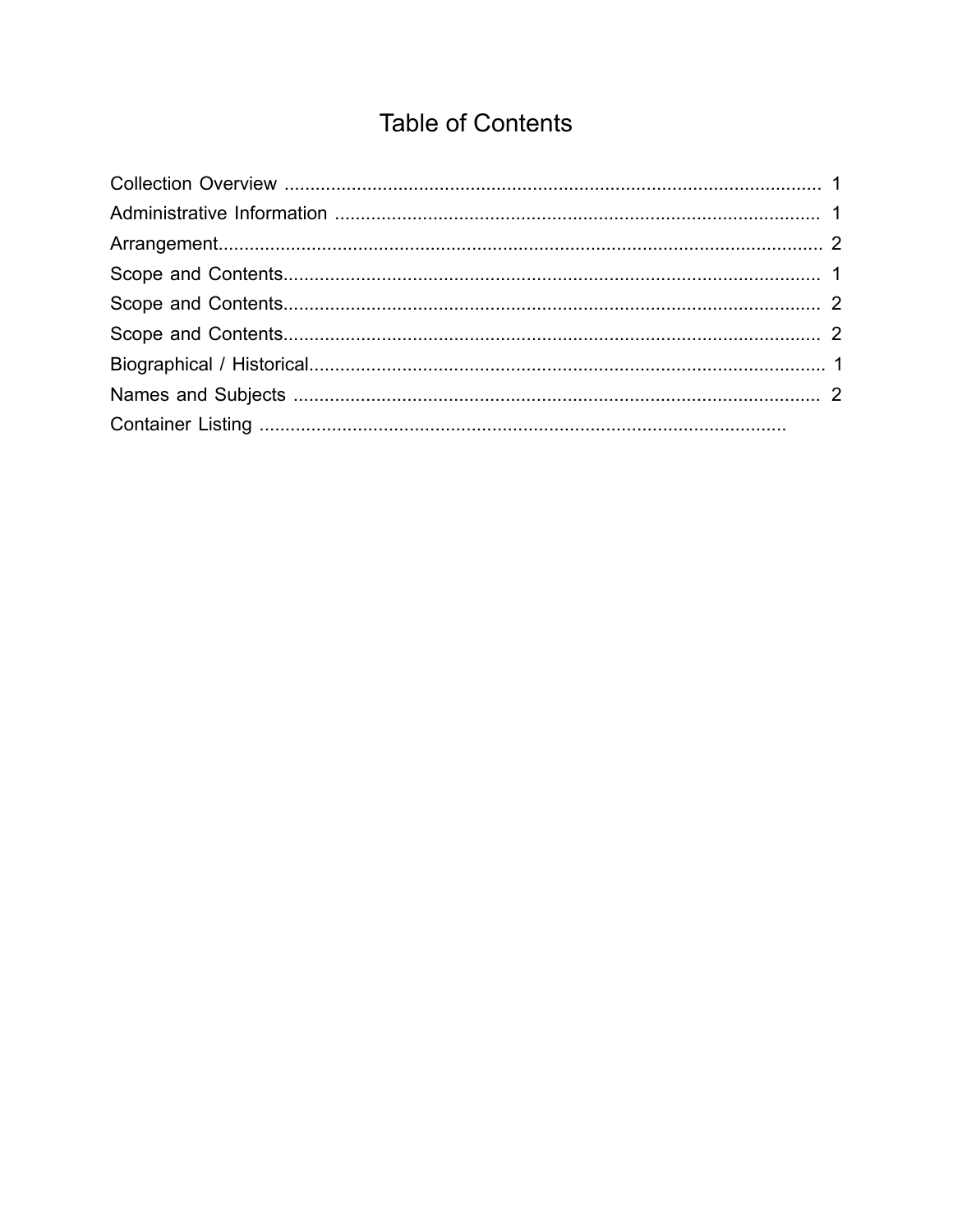# Table of Contents

Collection Overview ........................................................................................................ 1
Administrative Information .............................................................................................. 1
Arrangement..................................................................................................................... 2
Scope and Contents........................................................................................................ 1
Scope and Contents........................................................................................................ 2
Scope and Contents........................................................................................................ 2
Biographical / Historical.................................................................................................... 1
Names and Subjects ...................................................................................................... 2
Container Listing ......................................................................................................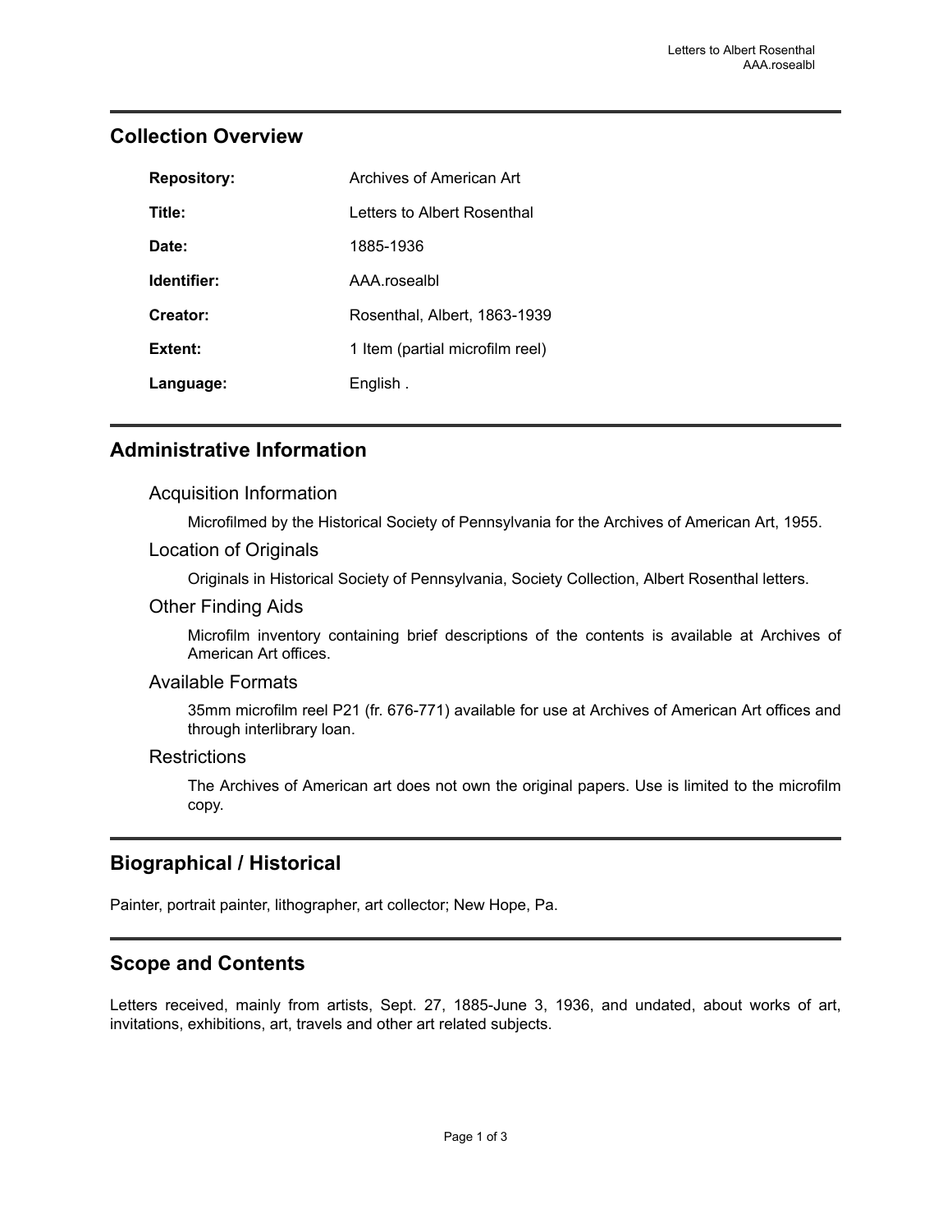## Collection Overview

| | |
|---|---|
| **Repository:** | Archives of American Art |
| **Title:** | Letters to Albert Rosenthal |
| **Date:** | 1885-1936 |
| **Identifier:** | AAA.rosealbl |
| **Creator:** | Rosenthal, Albert, 1863-1939 |
| **Extent:** | 1 Item (partial microfilm reel) |
| **Language:** | English . |

## Administrative Information

### Acquisition Information

Microfilmed by the Historical Society of Pennsylvania for the Archives of American Art, 1955.

### Location of Originals

Originals in Historical Society of Pennsylvania, Society Collection, Albert Rosenthal letters.

### Other Finding Aids

Microfilm inventory containing brief descriptions of the contents is available at Archives of American Art offices.

### Available Formats

35mm microfilm reel P21 (fr. 676-771) available for use at Archives of American Art offices and through interlibrary loan.

### Restrictions

The Archives of American art does not own the original papers. Use is limited to the microfilm copy.

## Biographical / Historical

Painter, portrait painter, lithographer, art collector; New Hope, Pa.

## Scope and Contents

Letters received, mainly from artists, Sept. 27, 1885-June 3, 1936, and undated, about works of art, invitations, exhibitions, art, travels and other art related subjects.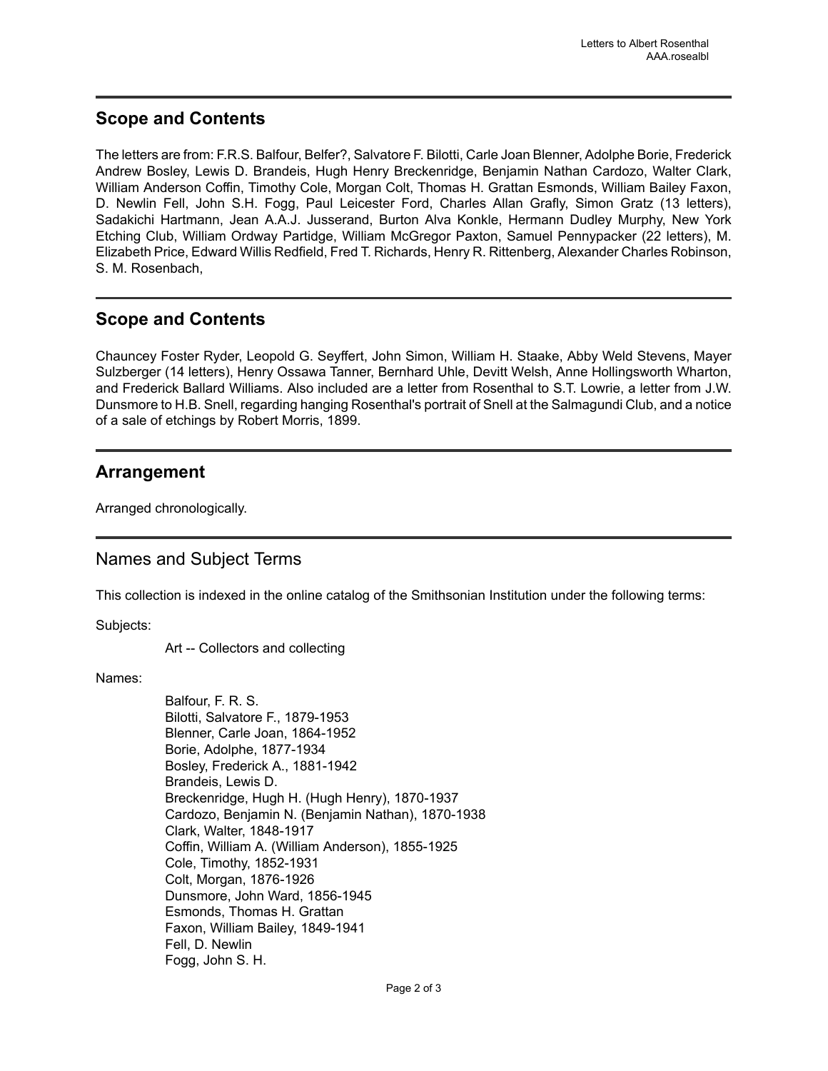## Scope and Contents

The letters are from: F.R.S. Balfour, Belfer?, Salvatore F. Bilotti, Carle Joan Blenner, Adolphe Borie, Frederick Andrew Bosley, Lewis D. Brandeis, Hugh Henry Breckenridge, Benjamin Nathan Cardozo, Walter Clark, William Anderson Coffin, Timothy Cole, Morgan Colt, Thomas H. Grattan Esmonds, William Bailey Faxon, D. Newlin Fell, John S.H. Fogg, Paul Leicester Ford, Charles Allan Grafly, Simon Gratz (13 letters), Sadakichi Hartmann, Jean A.A.J. Jusserand, Burton Alva Konkle, Hermann Dudley Murphy, New York Etching Club, William Ordway Partidge, William McGregor Paxton, Samuel Pennypacker (22 letters), M. Elizabeth Price, Edward Willis Redfield, Fred T. Richards, Henry R. Rittenberg, Alexander Charles Robinson, S. M. Rosenbach,

## Scope and Contents

Chauncey Foster Ryder, Leopold G. Seyffert, John Simon, William H. Staake, Abby Weld Stevens, Mayer Sulzberger (14 letters), Henry Ossawa Tanner, Bernhard Uhle, Devitt Welsh, Anne Hollingsworth Wharton, and Frederick Ballard Williams. Also included are a letter from Rosenthal to S.T. Lowrie, a letter from J.W. Dunsmore to H.B. Snell, regarding hanging Rosenthal's portrait of Snell at the Salmagundi Club, and a notice of a sale of etchings by Robert Morris, 1899.

## Arrangement

Arranged chronologically.

## Names and Subject Terms

This collection is indexed in the online catalog of the Smithsonian Institution under the following terms:

Subjects:

- Art -- Collectors and collecting

Names:

- Balfour, F. R. S.
- Bilotti, Salvatore F., 1879-1953
- Blenner, Carle Joan, 1864-1952
- Borie, Adolphe, 1877-1934
- Bosley, Frederick A., 1881-1942
- Brandeis, Lewis D.
- Breckenridge, Hugh H. (Hugh Henry), 1870-1937
- Cardozo, Benjamin N. (Benjamin Nathan), 1870-1938
- Clark, Walter, 1848-1917
- Coffin, William A. (William Anderson), 1855-1925
- Cole, Timothy, 1852-1931
- Colt, Morgan, 1876-1926
- Dunsmore, John Ward, 1856-1945
- Esmonds, Thomas H. Grattan
- Faxon, William Bailey, 1849-1941
- Fell, D. Newlin
- Fogg, John S. H.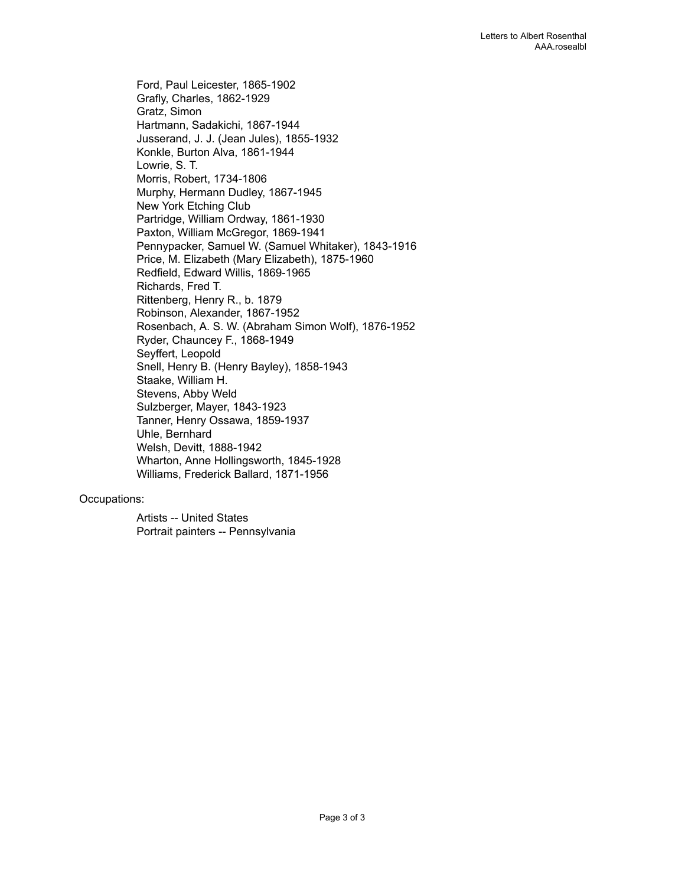Ford, Paul Leicester, 1865-1902
Grafly, Charles, 1862-1929
Gratz, Simon
Hartmann, Sadakichi, 1867-1944
Jusserand, J. J. (Jean Jules), 1855-1932
Konkle, Burton Alva, 1861-1944
Lowrie, S. T.
Morris, Robert, 1734-1806
Murphy, Hermann Dudley, 1867-1945
New York Etching Club
Partridge, William Ordway, 1861-1930
Paxton, William McGregor, 1869-1941
Pennypacker, Samuel W. (Samuel Whitaker), 1843-1916
Price, M. Elizabeth (Mary Elizabeth), 1875-1960
Redfield, Edward Willis, 1869-1965
Richards, Fred T.
Rittenberg, Henry R., b. 1879
Robinson, Alexander, 1867-1952
Rosenbach, A. S. W. (Abraham Simon Wolf), 1876-1952
Ryder, Chauncey F., 1868-1949
Seyffert, Leopold
Snell, Henry B. (Henry Bayley), 1858-1943
Staake, William H.
Stevens, Abby Weld
Sulzberger, Mayer, 1843-1923
Tanner, Henry Ossawa, 1859-1937
Uhle, Bernhard
Welsh, Devitt, 1888-1942
Wharton, Anne Hollingsworth, 1845-1928
Williams, Frederick Ballard, 1871-1956

Occupations:

Artists -- United States
Portrait painters -- Pennsylvania